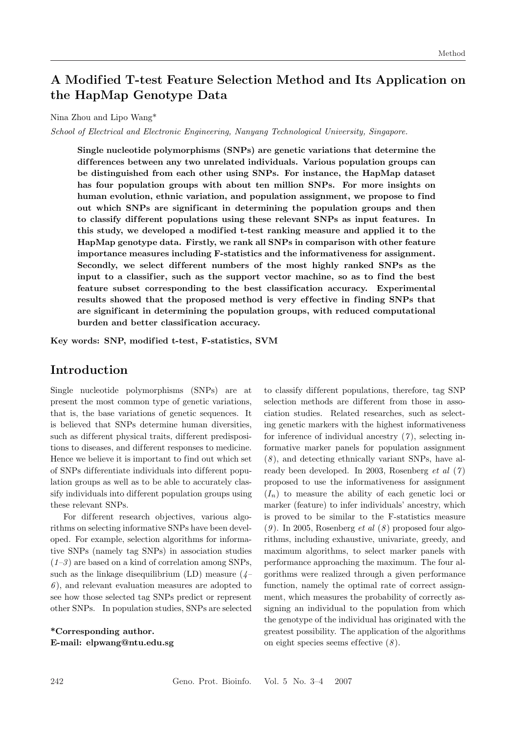# A Modified T-test Feature Selection Method and Its Application on the HapMap Genotype Data

Nina Zhou and Lipo Wang*

*School of Electrical and Electronic Engineering, Nanyang Technological University, Singapore.*

**Single nucleotide polymorphisms (SNPs) are genetic variations that determine the differences between any two unrelated individuals. Various population groups can be distinguished from each other using SNPs. For instance, the HapMap dataset has four population groups with about ten million SNPs. For more insights on human evolution, ethnic variation, and population assignment, we propose to find out which SNPs are significant in determining the population groups and then to classify different populations using these relevant SNPs as input features. In this study, we developed a modified t-test ranking measure and applied it to the HapMap genotype data. Firstly, we rank all SNPs in comparison with other feature importance measures including F-statistics and the informativeness for assignment. Secondly, we select different numbers of the most highly ranked SNPs as the input to a classifier, such as the support vector machine, so as to find the best feature subset corresponding to the best classification accuracy. Experimental results showed that the proposed method is very effective in finding SNPs that are significant in determining the population groups, with reduced computational burden and better classification accuracy.**

**Key words: SNP, modified t-test, F-statistics, SVM**

## Introduction

Single nucleotide polymorphisms (SNPs) are at present the most common type of genetic variations, that is, the base variations of genetic sequences. It is believed that SNPs determine human diversities, such as different physical traits, different predispositions to diseases, and different responses to medicine. Hence we believe it is important to find out which set of SNPs differentiate individuals into different population groups as well as to be able to accurately classify individuals into different population groups using these relevant SNPs.

For different research objectives, various algorithms on selecting informative SNPs have been developed. For example, selection algorithms for informative SNPs (namely tag SNPs) in association studies (*1–3*) are based on a kind of correlation among SNPs, such as the linkage disequilibrium (LD) measure (*4–6*), and relevant evaluation measures are adopted to see how those selected tag SNPs predict or represent other SNPs. In population studies, SNPs are selected to classify different populations, therefore, tag SNP selection methods are different from those in association studies. Related researches, such as selecting genetic markers with the highest informativeness for inference of individual ancestry (*7*), selecting informative marker panels for population assignment (*8*), and detecting ethnically variant SNPs, have already been developed. In 2003, Rosenberg *et al* (*7*) proposed to use the informativeness for assignment ($I_n$) to measure the ability of each genetic loci or marker (feature) to infer individuals' ancestry, which is proved to be similar to the F-statistics measure (*9*). In 2005, Rosenberg *et al* (*8*) proposed four algorithms, including exhaustive, univariate, greedy, and maximum algorithms, to select marker panels with performance approaching the maximum. The four algorithms were realized through a given performance function, namely the optimal rate of correct assignment, which measures the probability of correctly assigning an individual to the population from which the genotype of the individual has originated with the greatest possibility. The application of the algorithms on eight species seems effective (*8*).

**\*Corresponding author.**
**E-mail: elpwang@ntu.edu.sg**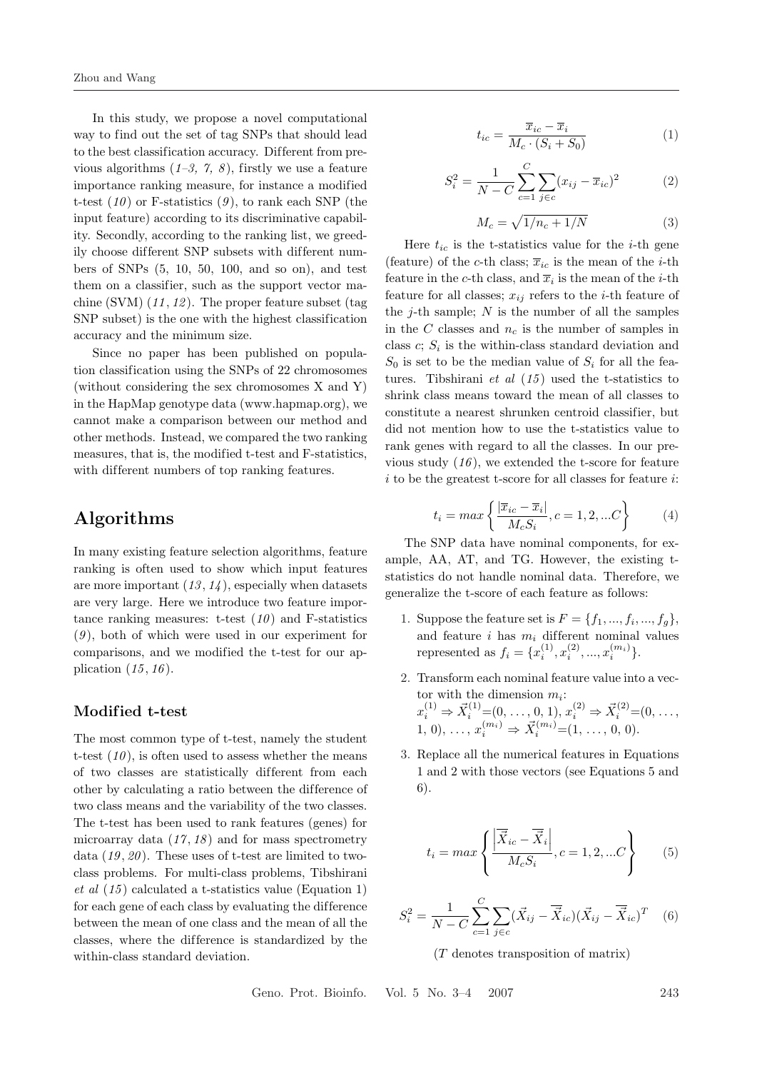In this study, we propose a novel computational way to find out the set of tag SNPs that should lead to the best classification accuracy. Different from previous algorithms (*1–3, 7, 8*), firstly we use a feature importance ranking measure, for instance a modified t-test (*10*) or F-statistics (*9*), to rank each SNP (the input feature) according to its discriminative capability. Secondly, according to the ranking list, we greedily choose different SNP subsets with different numbers of SNPs (5, 10, 50, 100, and so on), and test them on a classifier, such as the support vector machine (SVM) (*11, 12*). The proper feature subset (tag SNP subset) is the one with the highest classification accuracy and the minimum size.

Since no paper has been published on population classification using the SNPs of 22 chromosomes (without considering the sex chromosomes X and Y) in the HapMap genotype data (www.hapmap.org), we cannot make a comparison between our method and other methods. Instead, we compared the two ranking measures, that is, the modified t-test and F-statistics, with different numbers of top ranking features.

## Algorithms

In many existing feature selection algorithms, feature ranking is often used to show which input features are more important (*13, 14*), especially when datasets are very large. Here we introduce two feature importance ranking measures: t-test (*10*) and F-statistics (*9*), both of which were used in our experiment for comparisons, and we modified the t-test for our application (*15, 16*).

### Modified t-test

The most common type of t-test, namely the student t-test (*10*), is often used to assess whether the means of two classes are statistically different from each other by calculating a ratio between the difference of two class means and the variability of the two classes. The t-test has been used to rank features (genes) for microarray data (*17, 18*) and for mass spectrometry data (*19, 20*). These uses of t-test are limited to two-class problems. For multi-class problems, Tibshirani *et al* (*15*) calculated a t-statistics value (Equation 1) for each gene of each class by evaluating the difference between the mean of one class and the mean of all the classes, where the difference is standardized by the within-class standard deviation.

$$t_{ic} = \frac{\overline{x}_{ic} - \overline{x}_i}{M_c \cdot (S_i + S_0)} \tag{1}$$

$$S_i^2 = \frac{1}{N-C} \sum_{c=1}^{C} \sum_{j \in c} (x_{ij} - \overline{x}_{ic})^2 \tag{2}$$

$$M_c = \sqrt{1/n_c + 1/N} \tag{3}$$

Here $t_{ic}$ is the t-statistics value for the $i$-th gene (feature) of the $c$-th class; $\overline{x}_{ic}$ is the mean of the $i$-th feature in the $c$-th class, and $\overline{x}_i$ is the mean of the $i$-th feature for all classes; $x_{ij}$ refers to the $i$-th feature of the $j$-th sample; $N$ is the number of all the samples in the $C$ classes and $n_c$ is the number of samples in class $c$; $S_i$ is the within-class standard deviation and $S_0$ is set to be the median value of $S_i$ for all the features. Tibshirani *et al* (*15*) used the t-statistics to shrink class means toward the mean of all classes to constitute a nearest shrunken centroid classifier, but did not mention how to use the t-statistics value to rank genes with regard to all the classes. In our previous study (*16*), we extended the t-score for feature $i$ to be the greatest t-score for all classes for feature $i$:

$$t_i = max \left\{ \frac{|\overline{x}_{ic} - \overline{x}_i|}{M_c S_i}, c = 1, 2, ...C \right\} \tag{4}$$

The SNP data have nominal components, for example, AA, AT, and TG. However, the existing t-statistics do not handle nominal data. Therefore, we generalize the t-score of each feature as follows:

1. Suppose the feature set is $F = \{f_1, ..., f_i, ..., f_g\}$, and feature $i$ has $m_i$ different nominal values represented as $f_i = \{x_i^{(1)}, x_i^{(2)}, ..., x_i^{(m_i)}\}$.
2. Transform each nominal feature value into a vector with the dimension $m_i$: $x_i^{(1)} \Rightarrow \vec{X}_i^{(1)}=(0, \ldots, 0, 1)$, $x_i^{(2)} \Rightarrow \vec{X}_i^{(2)}=(0, \ldots, 1, 0)$, $\ldots$, $x_i^{(m_i)} \Rightarrow \vec{X}_i^{(m_i)}=(1, \ldots, 0, 0)$.
3. Replace all the numerical features in Equations 1 and 2 with those vectors (see Equations 5 and 6).

$$t_i = max \left\{ \frac{\left|\overline{\vec{X}}_{ic} - \overline{\vec{X}}_i\right|}{M_c S_i}, c = 1, 2, ...C \right\} \tag{5}$$

$$S_i^2 = \frac{1}{N-C} \sum_{c=1}^{C} \sum_{j \in c} (\vec{X}_{ij} - \overline{\vec{X}}_{ic})(\vec{X}_{ij} - \overline{\vec{X}}_{ic})^T \tag{6}$$

($T$ denotes transposition of matrix)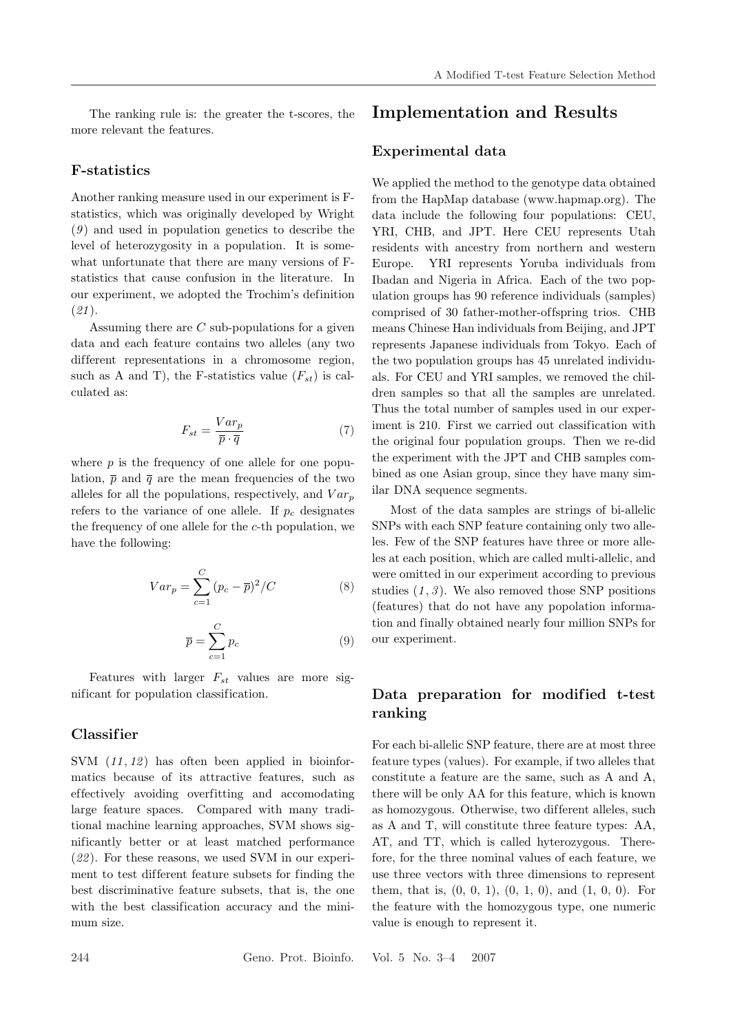The ranking rule is: the greater the t-scores, the more relevant the features.

### F-statistics

Another ranking measure used in our experiment is F-statistics, which was originally developed by Wright (*9*) and used in population genetics to describe the level of heterozygosity in a population. It is somewhat unfortunate that there are many versions of F-statistics that cause confusion in the literature. In our experiment, we adopted the Trochim's definition (*21*).

Assuming there are $C$ sub-populations for a given data and each feature contains two alleles (any two different representations in a chromosome region, such as A and T), the F-statistics value ($F_{st}$) is calculated as:

$$F_{st} = \frac{Var_p}{\overline{p} \cdot \overline{q}} \tag{7}$$

where $p$ is the frequency of one allele for one population, $\overline{p}$ and $\overline{q}$ are the mean frequencies of the two alleles for all the populations, respectively, and $Var_p$ refers to the variance of one allele. If $p_c$ designates the frequency of one allele for the $c$-th population, we have the following:

$$Var_p = \sum_{c=1}^{C} (p_c - \overline{p})^2 / C \tag{8}$$

$$\overline{p} = \sum_{c=1}^{C} p_c \tag{9}$$

Features with larger $F_{st}$ values are more significant for population classification.

### Classifier

SVM (*11*, *12*) has often been applied in bioinformatics because of its attractive features, such as effectively avoiding overfitting and accomodating large feature spaces. Compared with many traditional machine learning approaches, SVM shows significantly better or at least matched performance (*22*). For these reasons, we used SVM in our experiment to test different feature subsets for finding the best discriminative feature subsets, that is, the one with the best classification accuracy and the minimum size.

## Implementation and Results

### Experimental data

We applied the method to the genotype data obtained from the HapMap database (www.hapmap.org). The data include the following four populations: CEU, YRI, CHB, and JPT. Here CEU represents Utah residents with ancestry from northern and western Europe. YRI represents Yoruba individuals from Ibadan and Nigeria in Africa. Each of the two population groups has 90 reference individuals (samples) comprised of 30 father-mother-offspring trios. CHB means Chinese Han individuals from Beijing, and JPT represents Japanese individuals from Tokyo. Each of the two population groups has 45 unrelated individuals. For CEU and YRI samples, we removed the children samples so that all the samples are unrelated. Thus the total number of samples used in our experiment is 210. First we carried out classification with the original four population groups. Then we re-did the experiment with the JPT and CHB samples combined as one Asian group, since they have many similar DNA sequence segments.

Most of the data samples are strings of bi-allelic SNPs with each SNP feature containing only two alleles. Few of the SNP features have three or more alleles at each position, which are called multi-allelic, and were omitted in our experiment according to previous studies (*1*, *3*). We also removed those SNP positions (features) that do not have any popolation information and finally obtained nearly four million SNPs for our experiment.

### Data preparation for modified t-test ranking

For each bi-allelic SNP feature, there are at most three feature types (values). For example, if two alleles that constitute a feature are the same, such as A and A, there will be only AA for this feature, which is known as homozygous. Otherwise, two different alleles, such as A and T, will constitute three feature types: AA, AT, and TT, which is called hyterozygous. Therefore, for the three nominal values of each feature, we use three vectors with three dimensions to represent them, that is, (0, 0, 1), (0, 1, 0), and (1, 0, 0). For the feature with the homozygous type, one numeric value is enough to represent it.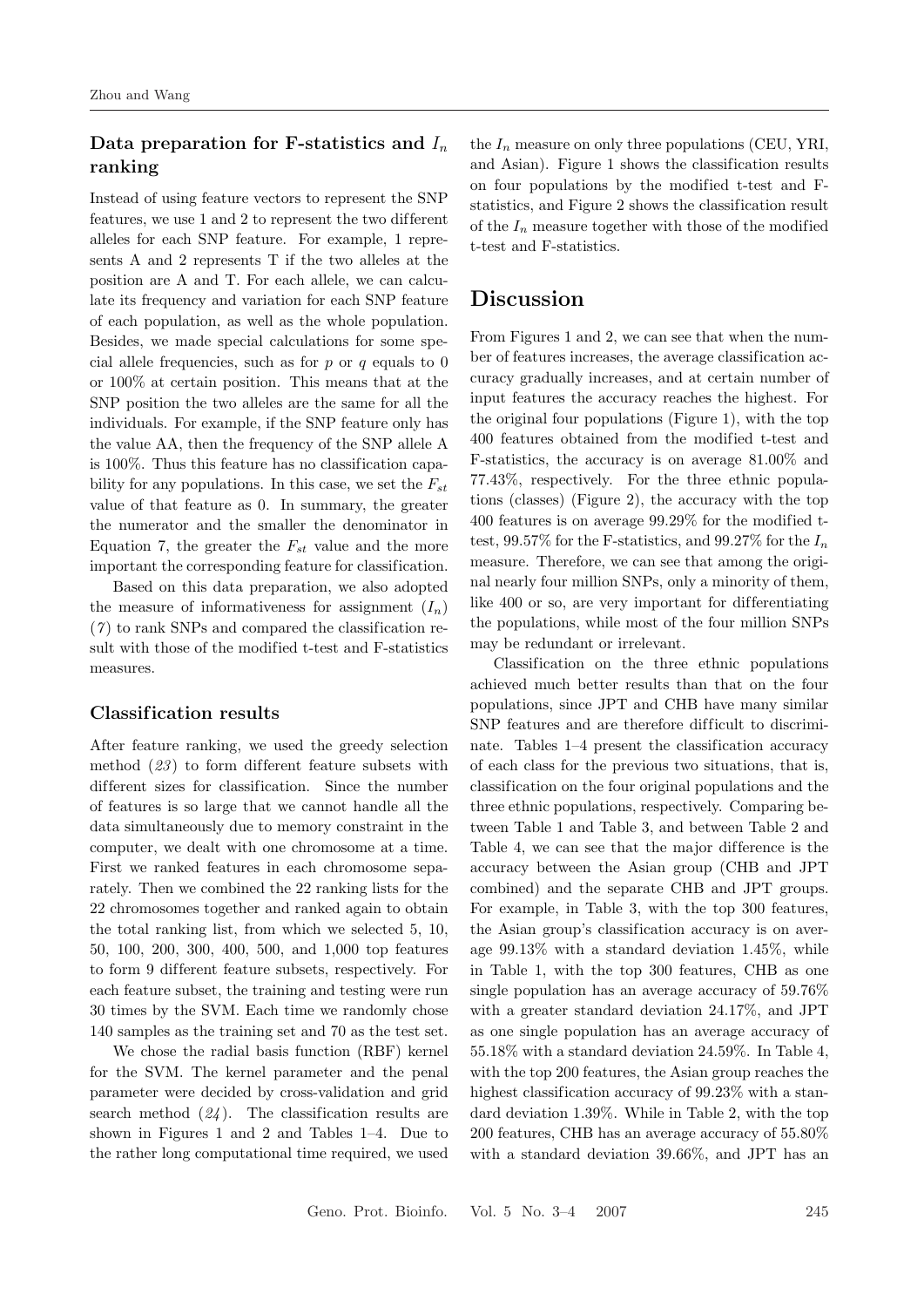### Data preparation for F-statistics and $I_n$ ranking

Instead of using feature vectors to represent the SNP features, we use 1 and 2 to represent the two different alleles for each SNP feature. For example, 1 represents A and 2 represents T if the two alleles at the position are A and T. For each allele, we can calculate its frequency and variation for each SNP feature of each population, as well as the whole population. Besides, we made special calculations for some special allele frequencies, such as for $p$ or $q$ equals to 0 or 100% at certain position. This means that at the SNP position the two alleles are the same for all the individuals. For example, if the SNP feature only has the value AA, then the frequency of the SNP allele A is 100%. Thus this feature has no classification capability for any populations. In this case, we set the $F_{st}$ value of that feature as 0. In summary, the greater the numerator and the smaller the denominator in Equation 7, the greater the $F_{st}$ value and the more important the corresponding feature for classification.

Based on this data preparation, we also adopted the measure of informativeness for assignment ($I_n$) (*7*) to rank SNPs and compared the classification result with those of the modified t-test and F-statistics measures.

### Classification results

After feature ranking, we used the greedy selection method (*23*) to form different feature subsets with different sizes for classification. Since the number of features is so large that we cannot handle all the data simultaneously due to memory constraint in the computer, we dealt with one chromosome at a time. First we ranked features in each chromosome separately. Then we combined the 22 ranking lists for the 22 chromosomes together and ranked again to obtain the total ranking list, from which we selected 5, 10, 50, 100, 200, 300, 400, 500, and 1,000 top features to form 9 different feature subsets, respectively. For each feature subset, the training and testing were run 30 times by the SVM. Each time we randomly chose 140 samples as the training set and 70 as the test set.

We chose the radial basis function (RBF) kernel for the SVM. The kernel parameter and the penal parameter were decided by cross-validation and grid search method (*24*). The classification results are shown in Figures 1 and 2 and Tables 1–4. Due to the rather long computational time required, we used the $I_n$ measure on only three populations (CEU, YRI, and Asian). Figure 1 shows the classification results on four populations by the modified t-test and F-statistics, and Figure 2 shows the classification result of the $I_n$ measure together with those of the modified t-test and F-statistics.

## Discussion

From Figures 1 and 2, we can see that when the number of features increases, the average classification accuracy gradually increases, and at certain number of input features the accuracy reaches the highest. For the original four populations (Figure 1), with the top 400 features obtained from the modified t-test and F-statistics, the accuracy is on average 81.00% and 77.43%, respectively. For the three ethnic populations (classes) (Figure 2), the accuracy with the top 400 features is on average 99.29% for the modified t-test, 99.57% for the F-statistics, and 99.27% for the $I_n$ measure. Therefore, we can see that among the original nearly four million SNPs, only a minority of them, like 400 or so, are very important for differentiating the populations, while most of the four million SNPs may be redundant or irrelevant.

Classification on the three ethnic populations achieved much better results than that on the four populations, since JPT and CHB have many similar SNP features and are therefore difficult to discriminate. Tables 1–4 present the classification accuracy of each class for the previous two situations, that is, classification on the four original populations and the three ethnic populations, respectively. Comparing between Table 1 and Table 3, and between Table 2 and Table 4, we can see that the major difference is the accuracy between the Asian group (CHB and JPT combined) and the separate CHB and JPT groups. For example, in Table 3, with the top 300 features, the Asian group's classification accuracy is on average 99.13% with a standard deviation 1.45%, while in Table 1, with the top 300 features, CHB as one single population has an average accuracy of 59.76% with a greater standard deviation 24.17%, and JPT as one single population has an average accuracy of 55.18% with a standard deviation 24.59%. In Table 4, with the top 200 features, the Asian group reaches the highest classification accuracy of 99.23% with a standard deviation 1.39%. While in Table 2, with the top 200 features, CHB has an average accuracy of 55.80% with a standard deviation 39.66%, and JPT has an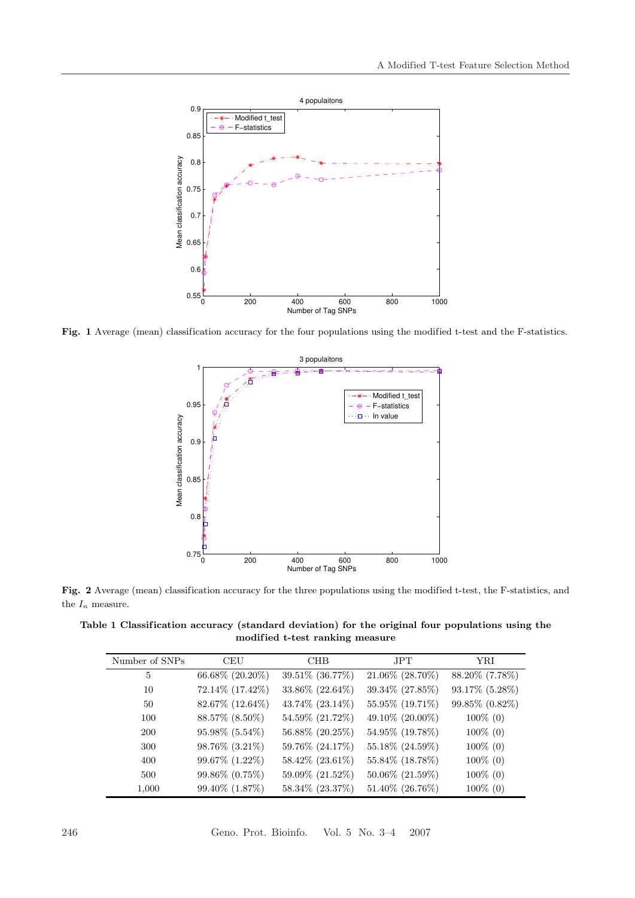**Fig. 1** Average (mean) classification accuracy for the four populations using the modified t-test and the F-statistics.

**Fig. 2** Average (mean) classification accuracy for the three populations using the modified t-test, the F-statistics, and the $I_n$ measure.

**Table 1 Classification accuracy (standard deviation) for the original four populations using the modified t-test ranking measure**

| Number of SNPs | CEU | CHB | JPT | YRI |
|---|---|---|---|---|
| 5 | 66.68% (20.20%) | 39.51% (36.77%) | 21.06% (28.70%) | 88.20% (7.78%) |
| 10 | 72.14% (17.42%) | 33.86% (22.64%) | 39.34% (27.85%) | 93.17% (5.28%) |
| 50 | 82.67% (12.64%) | 43.74% (23.14%) | 55.95% (19.71%) | 99.85% (0.82%) |
| 100 | 88.57% (8.50%) | 54.59% (21.72%) | 49.10% (20.00%) | 100% (0) |
| 200 | 95.98% (5.54%) | 56.88% (20.25%) | 54.95% (19.78%) | 100% (0) |
| 300 | 98.76% (3.21%) | 59.76% (24.17%) | 55.18% (24.59%) | 100% (0) |
| 400 | 99.67% (1.22%) | 58.42% (23.61%) | 55.84% (18.78%) | 100% (0) |
| 500 | 99.86% (0.75%) | 59.09% (21.52%) | 50.06% (21.59%) | 100% (0) |
| 1,000 | 99.40% (1.87%) | 58.34% (23.37%) | 51.40% (26.76%) | 100% (0) |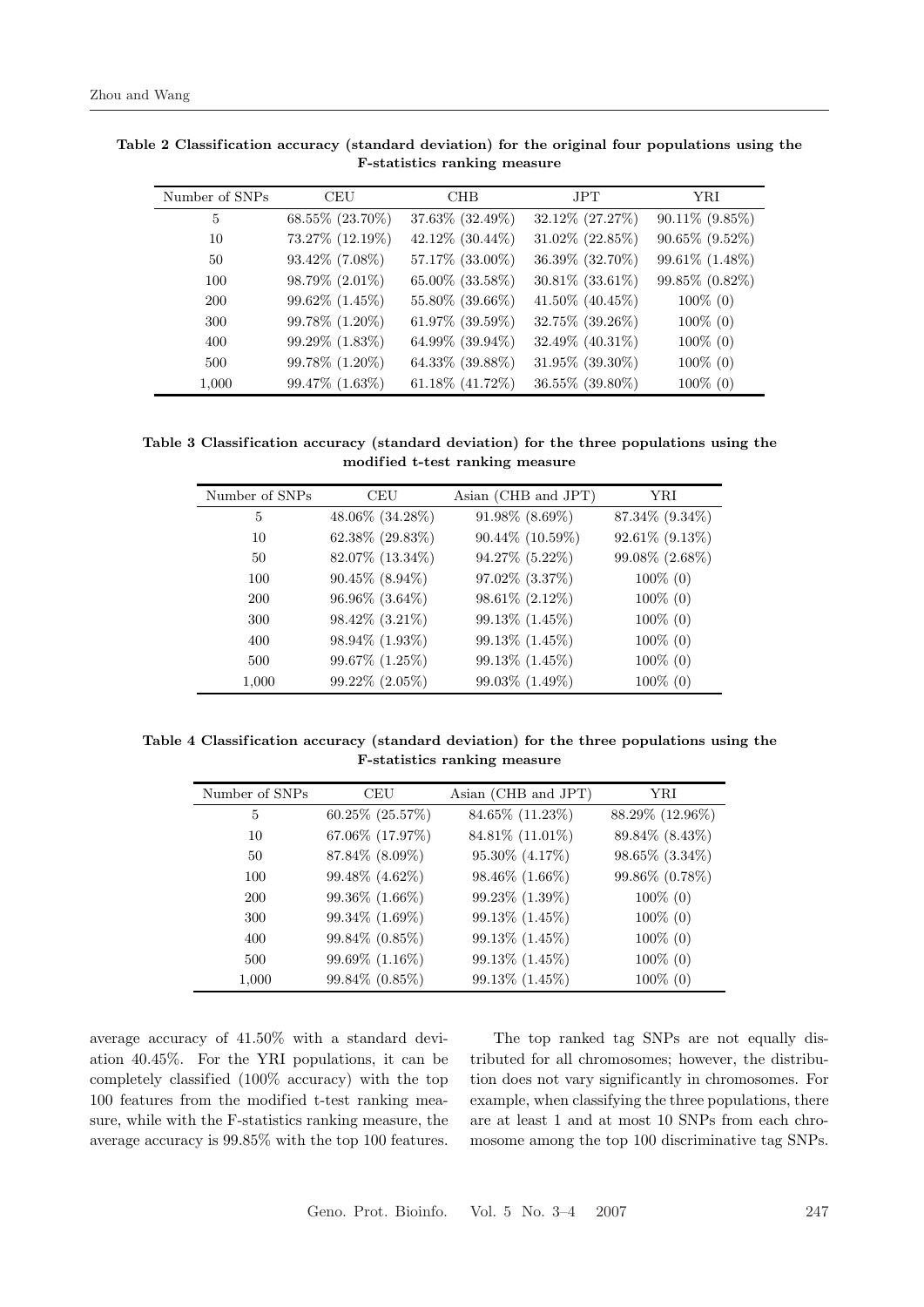**Table 2 Classification accuracy (standard deviation) for the original four populations using the F-statistics ranking measure**

| Number of SNPs | CEU | CHB | JPT | YRI |
|---|---|---|---|---|
| 5 | 68.55% (23.70%) | 37.63% (32.49%) | 32.12% (27.27%) | 90.11% (9.85%) |
| 10 | 73.27% (12.19%) | 42.12% (30.44%) | 31.02% (22.85%) | 90.65% (9.52%) |
| 50 | 93.42% (7.08%) | 57.17% (33.00%) | 36.39% (32.70%) | 99.61% (1.48%) |
| 100 | 98.79% (2.01%) | 65.00% (33.58%) | 30.81% (33.61%) | 99.85% (0.82%) |
| 200 | 99.62% (1.45%) | 55.80% (39.66%) | 41.50% (40.45%) | 100% (0) |
| 300 | 99.78% (1.20%) | 61.97% (39.59%) | 32.75% (39.26%) | 100% (0) |
| 400 | 99.29% (1.83%) | 64.99% (39.94%) | 32.49% (40.31%) | 100% (0) |
| 500 | 99.78% (1.20%) | 64.33% (39.88%) | 31.95% (39.30%) | 100% (0) |
| 1,000 | 99.47% (1.63%) | 61.18% (41.72%) | 36.55% (39.80%) | 100% (0) |

**Table 3 Classification accuracy (standard deviation) for the three populations using the modified t-test ranking measure**

| Number of SNPs | CEU | Asian (CHB and JPT) | YRI |
|---|---|---|---|
| 5 | 48.06% (34.28%) | 91.98% (8.69%) | 87.34% (9.34%) |
| 10 | 62.38% (29.83%) | 90.44% (10.59%) | 92.61% (9.13%) |
| 50 | 82.07% (13.34%) | 94.27% (5.22%) | 99.08% (2.68%) |
| 100 | 90.45% (8.94%) | 97.02% (3.37%) | 100% (0) |
| 200 | 96.96% (3.64%) | 98.61% (2.12%) | 100% (0) |
| 300 | 98.42% (3.21%) | 99.13% (1.45%) | 100% (0) |
| 400 | 98.94% (1.93%) | 99.13% (1.45%) | 100% (0) |
| 500 | 99.67% (1.25%) | 99.13% (1.45%) | 100% (0) |
| 1,000 | 99.22% (2.05%) | 99.03% (1.49%) | 100% (0) |

**Table 4 Classification accuracy (standard deviation) for the three populations using the F-statistics ranking measure**

| Number of SNPs | CEU | Asian (CHB and JPT) | YRI |
|---|---|---|---|
| 5 | 60.25% (25.57%) | 84.65% (11.23%) | 88.29% (12.96%) |
| 10 | 67.06% (17.97%) | 84.81% (11.01%) | 89.84% (8.43%) |
| 50 | 87.84% (8.09%) | 95.30% (4.17%) | 98.65% (3.34%) |
| 100 | 99.48% (4.62%) | 98.46% (1.66%) | 99.86% (0.78%) |
| 200 | 99.36% (1.66%) | 99.23% (1.39%) | 100% (0) |
| 300 | 99.34% (1.69%) | 99.13% (1.45%) | 100% (0) |
| 400 | 99.84% (0.85%) | 99.13% (1.45%) | 100% (0) |
| 500 | 99.69% (1.16%) | 99.13% (1.45%) | 100% (0) |
| 1,000 | 99.84% (0.85%) | 99.13% (1.45%) | 100% (0) |

average accuracy of 41.50% with a standard deviation 40.45%. For the YRI populations, it can be completely classified (100% accuracy) with the top 100 features from the modified t-test ranking measure, while with the F-statistics ranking measure, the average accuracy is 99.85% with the top 100 features.

The top ranked tag SNPs are not equally distributed for all chromosomes; however, the distribution does not vary significantly in chromosomes. For example, when classifying the three populations, there are at least 1 and at most 10 SNPs from each chromosome among the top 100 discriminative tag SNPs.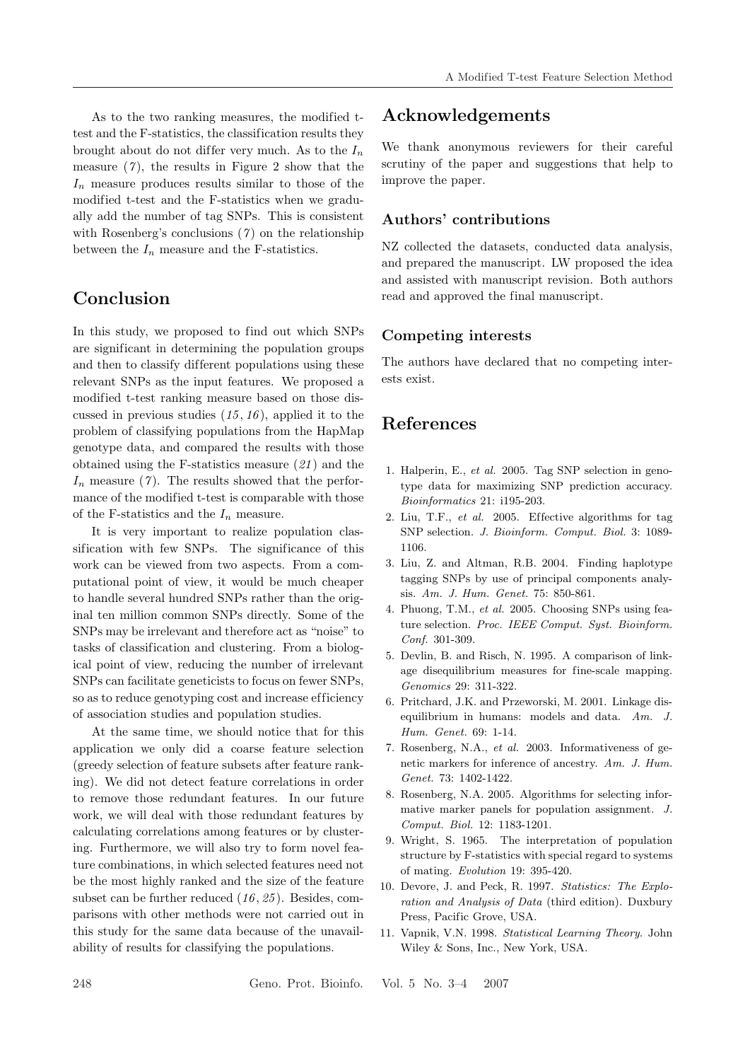As to the two ranking measures, the modified t-test and the F-statistics, the classification results they brought about do not differ very much. As to the $I_n$ measure (*7*), the results in Figure 2 show that the $I_n$ measure produces results similar to those of the modified t-test and the F-statistics when we gradually add the number of tag SNPs. This is consistent with Rosenberg's conclusions (*7*) on the relationship between the $I_n$ measure and the F-statistics.

# Conclusion

In this study, we proposed to find out which SNPs are significant in determining the population groups and then to classify different populations using these relevant SNPs as the input features. We proposed a modified t-test ranking measure based on those discussed in previous studies (*15*, *16*), applied it to the problem of classifying populations from the HapMap genotype data, and compared the results with those obtained using the F-statistics measure (*21*) and the $I_n$ measure (*7*). The results showed that the performance of the modified t-test is comparable with those of the F-statistics and the $I_n$ measure.

It is very important to realize population classification with few SNPs. The significance of this work can be viewed from two aspects. From a computational point of view, it would be much cheaper to handle several hundred SNPs rather than the original ten million common SNPs directly. Some of the SNPs may be irrelevant and therefore act as "noise" to tasks of classification and clustering. From a biological point of view, reducing the number of irrelevant SNPs can facilitate geneticists to focus on fewer SNPs, so as to reduce genotyping cost and increase efficiency of association studies and population studies.

At the same time, we should notice that for this application we only did a coarse feature selection (greedy selection of feature subsets after feature ranking). We did not detect feature correlations in order to remove those redundant features. In our future work, we will deal with those redundant features by calculating correlations among features or by clustering. Furthermore, we will also try to form novel feature combinations, in which selected features need not be the most highly ranked and the size of the feature subset can be further reduced (*16*, *25*). Besides, comparisons with other methods were not carried out in this study for the same data because of the unavailability of results for classifying the populations.

# Acknowledgements

We thank anonymous reviewers for their careful scrutiny of the paper and suggestions that help to improve the paper.

## Authors' contributions

NZ collected the datasets, conducted data analysis, and prepared the manuscript. LW proposed the idea and assisted with manuscript revision. Both authors read and approved the final manuscript.

## Competing interests

The authors have declared that no competing interests exist.

# References

1. Halperin, E., *et al.* 2005. Tag SNP selection in genotype data for maximizing SNP prediction accuracy. *Bioinformatics* 21: i195-203.
2. Liu, T.F., *et al.* 2005. Effective algorithms for tag SNP selection. *J. Bioinform. Comput. Biol.* 3: 1089-1106.
3. Liu, Z. and Altman, R.B. 2004. Finding haplotype tagging SNPs by use of principal components analysis. *Am. J. Hum. Genet.* 75: 850-861.
4. Phuong, T.M., *et al.* 2005. Choosing SNPs using feature selection. *Proc. IEEE Comput. Syst. Bioinform. Conf.* 301-309.
5. Devlin, B. and Risch, N. 1995. A comparison of linkage disequilibrium measures for fine-scale mapping. *Genomics* 29: 311-322.
6. Pritchard, J.K. and Przeworski, M. 2001. Linkage disequilibrium in humans: models and data. *Am. J. Hum. Genet.* 69: 1-14.
7. Rosenberg, N.A., *et al.* 2003. Informativeness of genetic markers for inference of ancestry. *Am. J. Hum. Genet.* 73: 1402-1422.
8. Rosenberg, N.A. 2005. Algorithms for selecting informative marker panels for population assignment. *J. Comput. Biol.* 12: 1183-1201.
9. Wright, S. 1965. The interpretation of population structure by F-statistics with special regard to systems of mating. *Evolution* 19: 395-420.
10. Devore, J. and Peck, R. 1997. *Statistics: The Exploration and Analysis of Data* (third edition). Duxbury Press, Pacific Grove, USA.
11. Vapnik, V.N. 1998. *Statistical Learning Theory.* John Wiley & Sons, Inc., New York, USA.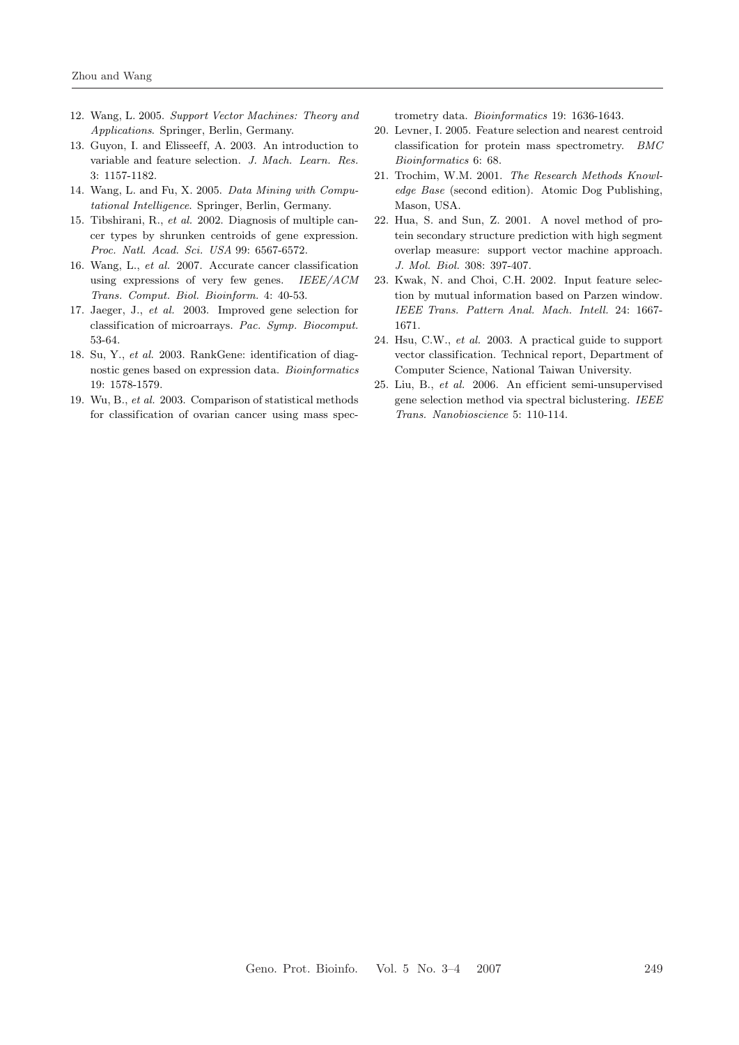12. Wang, L. 2005. *Support Vector Machines: Theory and Applications*. Springer, Berlin, Germany.
13. Guyon, I. and Elisseeff, A. 2003. An introduction to variable and feature selection. *J. Mach. Learn. Res.* 3: 1157-1182.
14. Wang, L. and Fu, X. 2005. *Data Mining with Computational Intelligence*. Springer, Berlin, Germany.
15. Tibshirani, R., *et al.* 2002. Diagnosis of multiple cancer types by shrunken centroids of gene expression. *Proc. Natl. Acad. Sci. USA* 99: 6567-6572.
16. Wang, L., *et al.* 2007. Accurate cancer classification using expressions of very few genes. *IEEE/ACM Trans. Comput. Biol. Bioinform.* 4: 40-53.
17. Jaeger, J., *et al.* 2003. Improved gene selection for classification of microarrays. *Pac. Symp. Biocomput.* 53-64.
18. Su, Y., *et al.* 2003. RankGene: identification of diagnostic genes based on expression data. *Bioinformatics* 19: 1578-1579.
19. Wu, B., *et al.* 2003. Comparison of statistical methods for classification of ovarian cancer using mass spectrometry data. *Bioinformatics* 19: 1636-1643.
20. Levner, I. 2005. Feature selection and nearest centroid classification for protein mass spectrometry. *BMC Bioinformatics* 6: 68.
21. Trochim, W.M. 2001. *The Research Methods Knowledge Base* (second edition). Atomic Dog Publishing, Mason, USA.
22. Hua, S. and Sun, Z. 2001. A novel method of protein secondary structure prediction with high segment overlap measure: support vector machine approach. *J. Mol. Biol.* 308: 397-407.
23. Kwak, N. and Choi, C.H. 2002. Input feature selection by mutual information based on Parzen window. *IEEE Trans. Pattern Anal. Mach. Intell.* 24: 1667-1671.
24. Hsu, C.W., *et al.* 2003. A practical guide to support vector classification. Technical report, Department of Computer Science, National Taiwan University.
25. Liu, B., *et al.* 2006. An efficient semi-unsupervised gene selection method via spectral biclustering. *IEEE Trans. Nanobioscience* 5: 110-114.